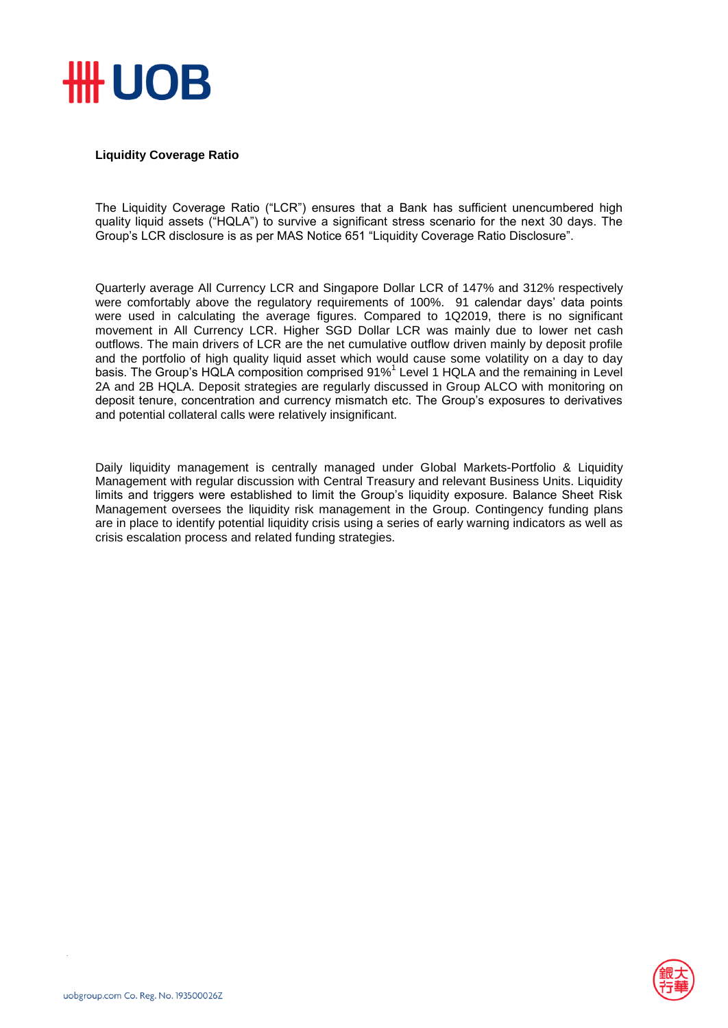## Liquidity Coverage Ratio

The Liquidity Coverage Ratio ("LCR") ensures that a Bank has sufficient unencumbered high quality liquid assets ("HQLA") to survive a significant stress scenario for the next 30 days. The Group's LCR disclosure is as per MAS Notice 651 "Liquidity Coverage Ratio Disclosure".

Quarterly average All Currency LCR and Singapore Dollar LCR of 147% and 312% respectively were comfortably above the regulatory requirements of 100%. 91 calendar days' data points were used in calculating the average figures. Compared to 1Q2019, there is no significant movement in All Currency LCR. Higher SGD Dollar LCR was mainly due to lower net cash outflows. The main drivers of LCR are the net cumulative outflow driven mainly by deposit profile and the portfolio of high quality liquid asset which would cause some volatility on a day to day basis. The Group's HQLA composition comprised 91%[1] Level 1 HQLA and the remaining in Level 2A and 2B HQLA. Deposit strategies are regularly discussed in Group ALCO with monitoring on deposit tenure, concentration and currency mismatch etc. The Group's exposures to derivatives and potential collateral calls were relatively insignificant.

Daily liquidity management is centrally managed under Global Markets-Portfolio & Liquidity Management with regular discussion with Central Treasury and relevant Business Units. Liquidity limits and triggers were established to limit the Group's liquidity exposure. Balance Sheet Risk Management oversees the liquidity risk management in the Group. Contingency funding plans are in place to identify potential liquidity crisis using a series of early warning indicators as well as crisis escalation process and related funding strategies.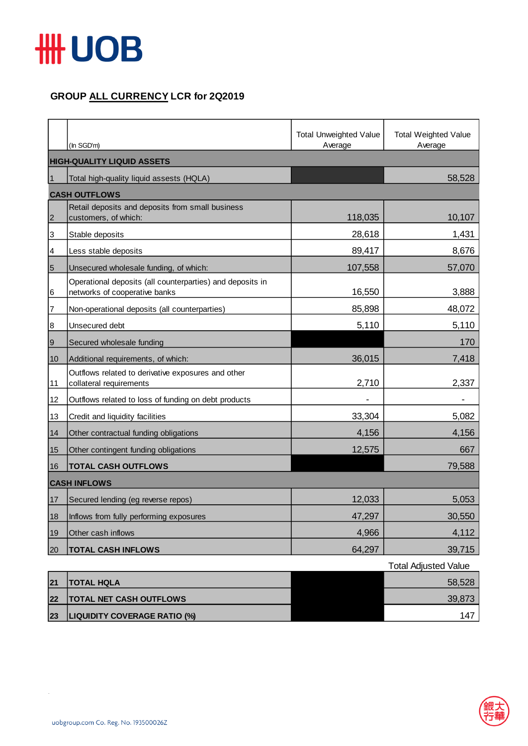UOB

## GROUP ALL CURRENCY LCR for 2Q2019

| | (In SGD'm) | Total Unweighted Value Average | Total Weighted Value Average |
|---|---|---|---|
| **HIGH-QUALITY LIQUID ASSETS** | | | |
| 1 | Total high-quality liquid assests (HQLA) | | 58,528 |
| **CASH OUTFLOWS** | | | |
| 2 | Retail deposits and deposits from small business customers, of which: | 118,035 | 10,107 |
| 3 | Stable deposits | 28,618 | 1,431 |
| 4 | Less stable deposits | 89,417 | 8,676 |
| 5 | Unsecured wholesale funding, of which: | 107,558 | 57,070 |
| 6 | Operational deposits (all counterparties) and deposits in networks of cooperative banks | 16,550 | 3,888 |
| 7 | Non-operational deposits (all counterparties) | 85,898 | 48,072 |
| 8 | Unsecured debt | 5,110 | 5,110 |
| 9 | Secured wholesale funding | | 170 |
| 10 | Additional requirements, of which: | 36,015 | 7,418 |
| 11 | Outflows related to derivative exposures and other collateral requirements | 2,710 | 2,337 |
| 12 | Outflows related to loss of funding on debt products | - | - |
| 13 | Credit and liquidity facilities | 33,304 | 5,082 |
| 14 | Other contractual funding obligations | 4,156 | 4,156 |
| 15 | Other contingent funding obligations | 12,575 | 667 |
| 16 | **TOTAL CASH OUTFLOWS** | | 79,588 |
| **CASH INFLOWS** | | | |
| 17 | Secured lending (eg reverse repos) | 12,033 | 5,053 |
| 18 | Inflows from fully performing exposures | 47,297 | 30,550 |
| 19 | Other cash inflows | 4,966 | 4,112 |
| 20 | **TOTAL CASH INFLOWS** | 64,297 | 39,715 |
| | | | **Total Adjusted Value** |
| **21** | **TOTAL HQLA** | | 58,528 |
| **22** | **TOTAL NET CASH OUTFLOWS** | | 39,873 |
| **23** | **LIQUIDITY COVERAGE RATIO (%)** | | 147 |

uobgroup.com Co. Reg. No. 193500026Z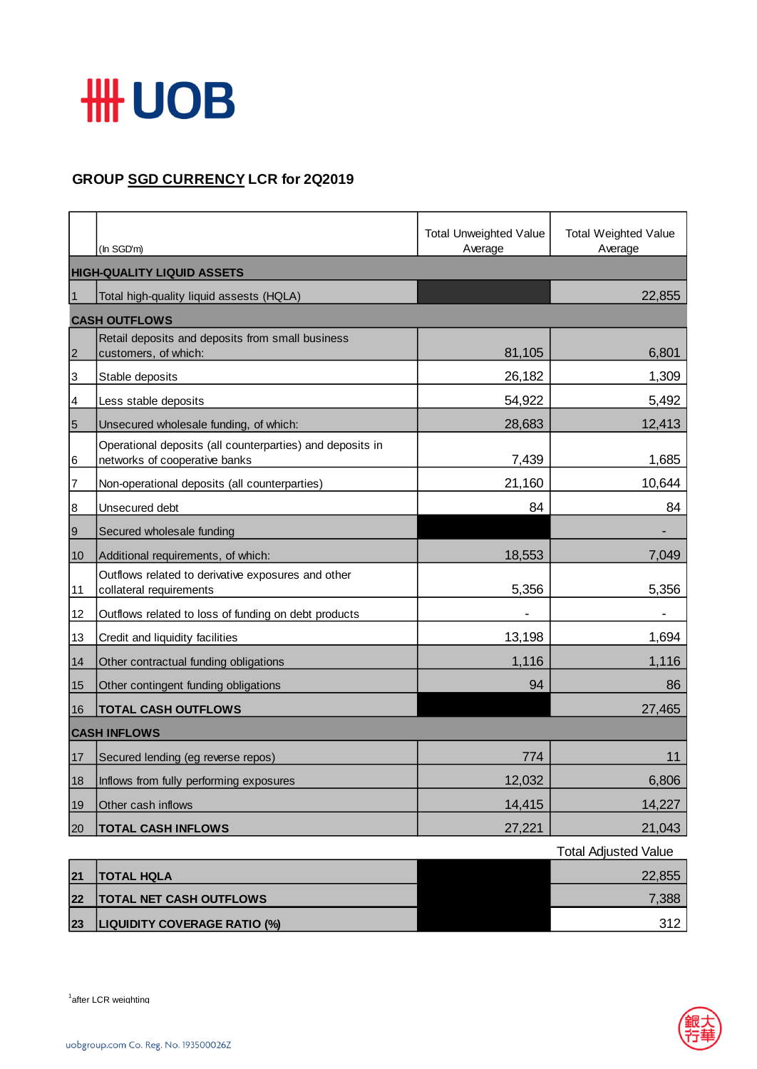UOB

## GROUP SGD CURRENCY LCR for 2Q2019

| | (In SGD'm) | Total Unweighted Value Average | Total Weighted Value Average |
|---|---|---|---|
| **HIGH-QUALITY LIQUID ASSETS** | | | |
| 1 | Total high-quality liquid assests (HQLA) | | 22,855 |
| **CASH OUTFLOWS** | | | |
| 2 | Retail deposits and deposits from small business customers, of which: | 81,105 | 6,801 |
| 3 | Stable deposits | 26,182 | 1,309 |
| 4 | Less stable deposits | 54,922 | 5,492 |
| 5 | Unsecured wholesale funding, of which: | 28,683 | 12,413 |
| 6 | Operational deposits (all counterparties) and deposits in networks of cooperative banks | 7,439 | 1,685 |
| 7 | Non-operational deposits (all counterparties) | 21,160 | 10,644 |
| 8 | Unsecured debt | 84 | 84 |
| 9 | Secured wholesale funding | | - |
| 10 | Additional requirements, of which: | 18,553 | 7,049 |
| 11 | Outflows related to derivative exposures and other collateral requirements | 5,356 | 5,356 |
| 12 | Outflows related to loss of funding on debt products | - | - |
| 13 | Credit and liquidity facilities | 13,198 | 1,694 |
| 14 | Other contractual funding obligations | 1,116 | 1,116 |
| 15 | Other contingent funding obligations | 94 | 86 |
| 16 | **TOTAL CASH OUTFLOWS** | | 27,465 |
| **CASH INFLOWS** | | | |
| 17 | Secured lending (eg reverse repos) | 774 | 11 |
| 18 | Inflows from fully performing exposures | 12,032 | 6,806 |
| 19 | Other cash inflows | 14,415 | 14,227 |
| 20 | **TOTAL CASH INFLOWS** | 27,221 | 21,043 |

| | | | Total Adjusted Value |
|---|---|---|---|
| 21 | **TOTAL HQLA** | | 22,855 |
| 22 | **TOTAL NET CASH OUTFLOWS** | | 7,388 |
| 23 | **LIQUIDITY COVERAGE RATIO (%)** | | 312 |

[1]after LCR weighting

uobgroup.com Co. Reg. No. 193500026Z

大華銀行